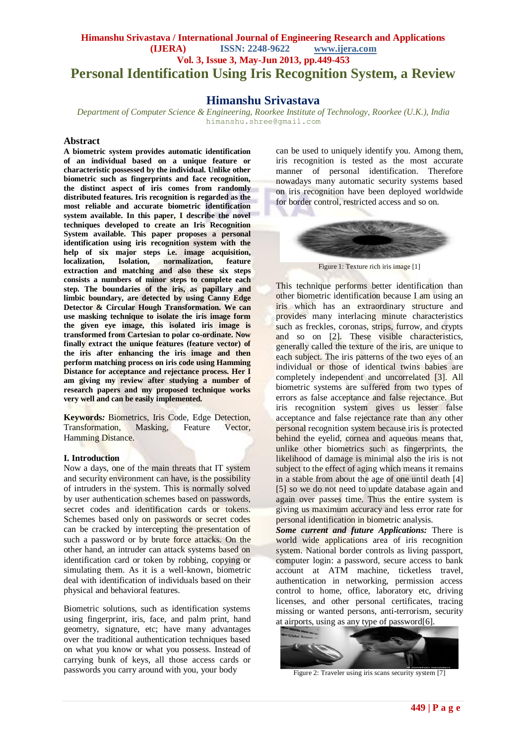# Personal Identification Using Iris Recognition System, a Review

## Himanshu Srivastava

*Department of Computer Science & Engineering, Roorkee Institute of Technology, Roorkee (U.K.), India*
himanshu.shree@gmail.com

## Abstract

**A biometric system provides automatic identification of an individual based on a unique feature or characteristic possessed by the individual. Unlike other biometric such as fingerprints and face recognition, the distinct aspect of iris comes from randomly distributed features. Iris recognition is regarded as the most reliable and accurate biometric identification system available. In this paper, I describe the novel techniques developed to create an Iris Recognition System available. This paper proposes a personal identification using iris recognition system with the help of six major steps i.e. image acquisition, localization, Isolation, normalization, feature extraction and matching and also these six steps consists a numbers of minor steps to complete each step. The boundaries of the iris, as papillary and limbic boundary, are detected by using Canny Edge Detector & Circular Hough Transformation. We can use masking technique to isolate the iris image form the given eye image, this isolated iris image is transformed from Cartesian to polar co-ordinate. Now finally extract the unique features (feature vector) of the iris after enhancing the iris image and then perform matching process on iris code using Hamming Distance for acceptance and rejectance process. Her I am giving my review after studying a number of research papers and my proposed technique works very well and can be easily implemented.**

**Keywords*:*** Biometrics, Iris Code, Edge Detection, Transformation, Masking, Feature Vector, Hamming Distance.

## I. Introduction

Now a days, one of the main threats that IT system and security environment can have, is the possibility of intruders in the system. This is normally solved by user authentication schemes based on passwords, secret codes and identification cards or tokens. Schemes based only on passwords or secret codes can be cracked by intercepting the presentation of such a password or by brute force attacks. On the other hand, an intruder can attack systems based on identification card or token by robbing, copying or simulating them. As it is well-known, biometric deal with identification of individuals based on their physical and behavioral features.

Biometric solutions, such as identification systems using fingerprint, iris, face, and palm print, hand geometry, signature, etc; have many advantages over the traditional authentication techniques based on what you know or what you possess. Instead of carrying bunk of keys, all those access cards or passwords you carry around with you, your body can be used to uniquely identify you. Among them, iris recognition is tested as the most accurate manner of personal identification. Therefore nowadays many automatic security systems based on iris recognition have been deployed worldwide for border control, restricted access and so on.

Figure 1: Texture rich iris image [1]

This technique performs better identification than other biometric identification because I am using an iris which has an extraordinary structure and provides many interlacing minute characteristics such as freckles, coronas, strips, furrow, and crypts and so on [2]. These visible characteristics, generally called the texture of the iris, are unique to each subject. The iris patterns of the two eyes of an individual or those of identical twins babies are completely independent and uncorrelated [3]. All biometric systems are suffered from two types of errors as false acceptance and false rejectance. But iris recognition system gives us lesser false acceptance and false rejectance rate than any other personal recognition system because iris is protected behind the eyelid, cornea and aqueous means that, unlike other biometrics such as fingerprints, the likelihood of damage is minimal also the iris is not subject to the effect of aging which means it remains in a stable from about the age of one until death [4] [5] so we do not need to update database again and again over passes time. Thus the entire system is giving us maximum accuracy and less error rate for personal identification in biometric analysis.

***Some current and future Applications:*** There is world wide applications area of iris recognition system. National border controls as living passport, computer login: a password, secure access to bank account at ATM machine, ticketless travel, authentication in networking, permission access control to home, office, laboratory etc, driving licenses, and other personal certificates, tracing missing or wanted persons, anti-terrorism, security at airports, using as any type of password[6].

Figure 2: Traveler using iris scans security system [7]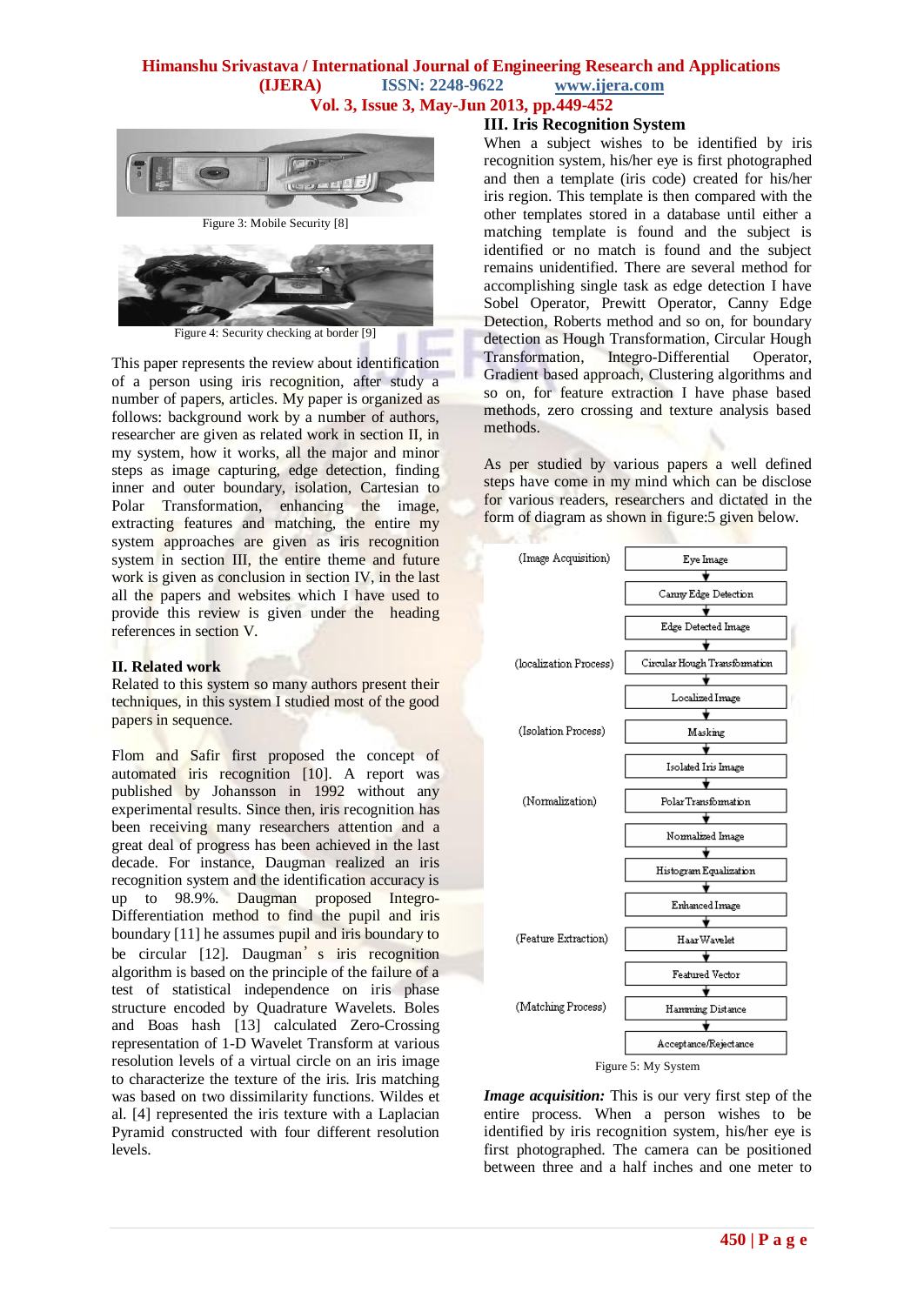Figure 3: Mobile Security [8]

Figure 4: Security checking at border [9]

This paper represents the review about identification of a person using iris recognition, after study a number of papers, articles. My paper is organized as follows: background work by a number of authors, researcher are given as related work in section II, in my system, how it works, all the major and minor steps as image capturing, edge detection, finding inner and outer boundary, isolation, Cartesian to Polar Transformation, enhancing the image, extracting features and matching, the entire my system approaches are given as iris recognition system in section III, the entire theme and future work is given as conclusion in section IV, in the last all the papers and websites which I have used to provide this review is given under the heading references in section V.

## II. Related work

Related to this system so many authors present their techniques, in this system I studied most of the good papers in sequence.

Flom and Safir first proposed the concept of automated iris recognition [10]. A report was published by Johansson in 1992 without any experimental results. Since then, iris recognition has been receiving many researchers attention and a great deal of progress has been achieved in the last decade. For instance, Daugman realized an iris recognition system and the identification accuracy is up to 98.9%. Daugman proposed Integro-Differentiation method to find the pupil and iris boundary [11] he assumes pupil and iris boundary to be circular [12]. Daugman's iris recognition algorithm is based on the principle of the failure of a test of statistical independence on iris phase structure encoded by Quadrature Wavelets. Boles and Boas hash [13] calculated Zero-Crossing representation of 1-D Wavelet Transform at various resolution levels of a virtual circle on an iris image to characterize the texture of the iris. Iris matching was based on two dissimilarity functions. Wildes et al. [4] represented the iris texture with a Laplacian Pyramid constructed with four different resolution levels.

## III. Iris Recognition System

When a subject wishes to be identified by iris recognition system, his/her eye is first photographed and then a template (iris code) created for his/her iris region. This template is then compared with the other templates stored in a database until either a matching template is found and the subject is identified or no match is found and the subject remains unidentified. There are several method for accomplishing single task as edge detection I have Sobel Operator, Prewitt Operator, Canny Edge Detection, Roberts method and so on, for boundary detection as Hough Transformation, Circular Hough Transformation, Integro-Differential Operator, Gradient based approach, Clustering algorithms and so on, for feature extraction I have phase based methods, zero crossing and texture analysis based methods.

As per studied by various papers a well defined steps have come in my mind which can be disclose for various readers, researchers and dictated in the form of diagram as shown in figure:5 given below.

| Stage | Step |
|---|---|
| (Image Acquisition) | Eye Image |
| | ↓ Canny Edge Detection |
| | ↓ Edge Detected Image |
| (localization Process) | ↓ Circular Hough Transformation |
| | ↓ Localized Image |
| (Isolation Process) | ↓ Masking |
| | ↓ Isolated Iris Image |
| (Normalization) | ↓ Polar Transformation |
| | ↓ Normalized Image |
| | ↓ Histogram Equalization |
| | ↓ Enhanced Image |
| (Feature Extraction) | ↓ Haar Wavelet |
| | ↓ Featured Vector |
| (Matching Process) | ↓ Hamming Distance |
| | ↓ Acceptance/Rejectance |

Figure 5: My System

***Image acquisition:*** This is our very first step of the entire process. When a person wishes to be identified by iris recognition system, his/her eye is first photographed. The camera can be positioned between three and a half inches and one meter to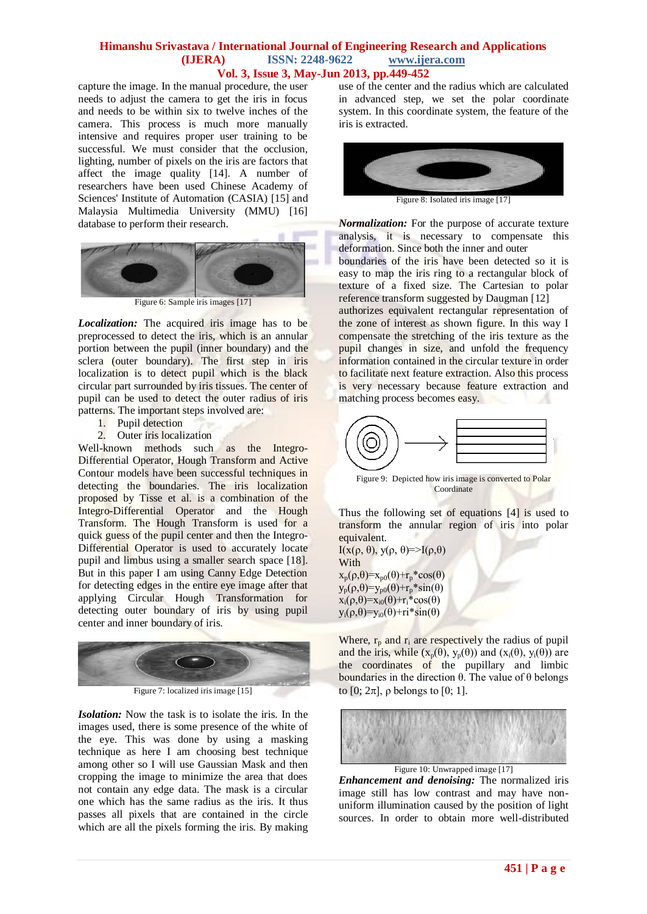capture the image. In the manual procedure, the user needs to adjust the camera to get the iris in focus and needs to be within six to twelve inches of the camera. This process is much more manually intensive and requires proper user training to be successful. We must consider that the occlusion, lighting, number of pixels on the iris are factors that affect the image quality [14]. A number of researchers have been used Chinese Academy of Sciences' Institute of Automation (CASIA) [15] and Malaysia Multimedia University (MMU) [16] database to perform their research.

Figure 6: Sample iris images [17]

***Localization:*** The acquired iris image has to be preprocessed to detect the iris, which is an annular portion between the pupil (inner boundary) and the sclera (outer boundary). The first step in iris localization is to detect pupil which is the black circular part surrounded by iris tissues. The center of pupil can be used to detect the outer radius of iris patterns. The important steps involved are:

1. Pupil detection
2. Outer iris localization

Well-known methods such as the Integro-Differential Operator, Hough Transform and Active Contour models have been successful techniques in detecting the boundaries. The iris localization proposed by Tisse et al. is a combination of the Integro-Differential Operator and the Hough Transform. The Hough Transform is used for a quick guess of the pupil center and then the Integro-Differential Operator is used to accurately locate pupil and limbus using a smaller search space [18]. But in this paper I am using Canny Edge Detection for detecting edges in the entire eye image after that applying Circular Hough Transformation for detecting outer boundary of iris by using pupil center and inner boundary of iris.

Figure 7: localized iris image [15]

***Isolation:*** Now the task is to isolate the iris. In the images used, there is some presence of the white of the eye. This was done by using a masking technique as here I am choosing best technique among other so I will use Gaussian Mask and then cropping the image to minimize the area that does not contain any edge data. The mask is a circular one which has the same radius as the iris. It thus passes all pixels that are contained in the circle which are all the pixels forming the iris. By making use of the center and the radius which are calculated in advanced step, we set the polar coordinate system. In this coordinate system, the feature of the iris is extracted.

Figure 8: Isolated iris image [17]

***Normalization:*** For the purpose of accurate texture analysis, it is necessary to compensate this deformation. Since both the inner and outer boundaries of the iris have been detected so it is easy to map the iris ring to a rectangular block of texture of a fixed size. The Cartesian to polar reference transform suggested by Daugman [12] authorizes equivalent rectangular representation of the zone of interest as shown figure. In this way I compensate the stretching of the iris texture as the pupil changes in size, and unfold the frequency information contained in the circular texture in order to facilitate next feature extraction. Also this process is very necessary because feature extraction and matching process becomes easy.

Figure 9: Depicted how iris image is converted to Polar Coordinate

Thus the following set of equations [4] is used to transform the annular region of iris into polar equivalent.

$I(x(\rho, \theta), y(\rho, \theta) \Rightarrow I(\rho, \theta)$

With

$x_p(\rho,\theta)=x_{p0}(\theta)+r_p*\cos(\theta)$

$y_p(\rho,\theta)=y_{p0}(\theta)+r_p*\sin(\theta)$

$x_i(\rho,\theta)=x_{i0}(\theta)+r_i*\cos(\theta)$

$y_i(\rho,\theta)=y_{i0}(\theta)+ri*\sin(\theta)$

Where, $r_p$ and $r_i$ are respectively the radius of pupil and the iris, while $(x_p(\theta), y_p(\theta))$ and $(x_i(\theta), y_i(\theta))$ are the coordinates of the pupillary and limbic boundaries in the direction $\theta$. The value of $\theta$ belongs to $[0; 2\pi]$, $\rho$ belongs to $[0; 1]$.

Figure 10: Unwrapped image [17]

***Enhancement and denoising:*** The normalized iris image still has low contrast and may have non-uniform illumination caused by the position of light sources. In order to obtain more well-distributed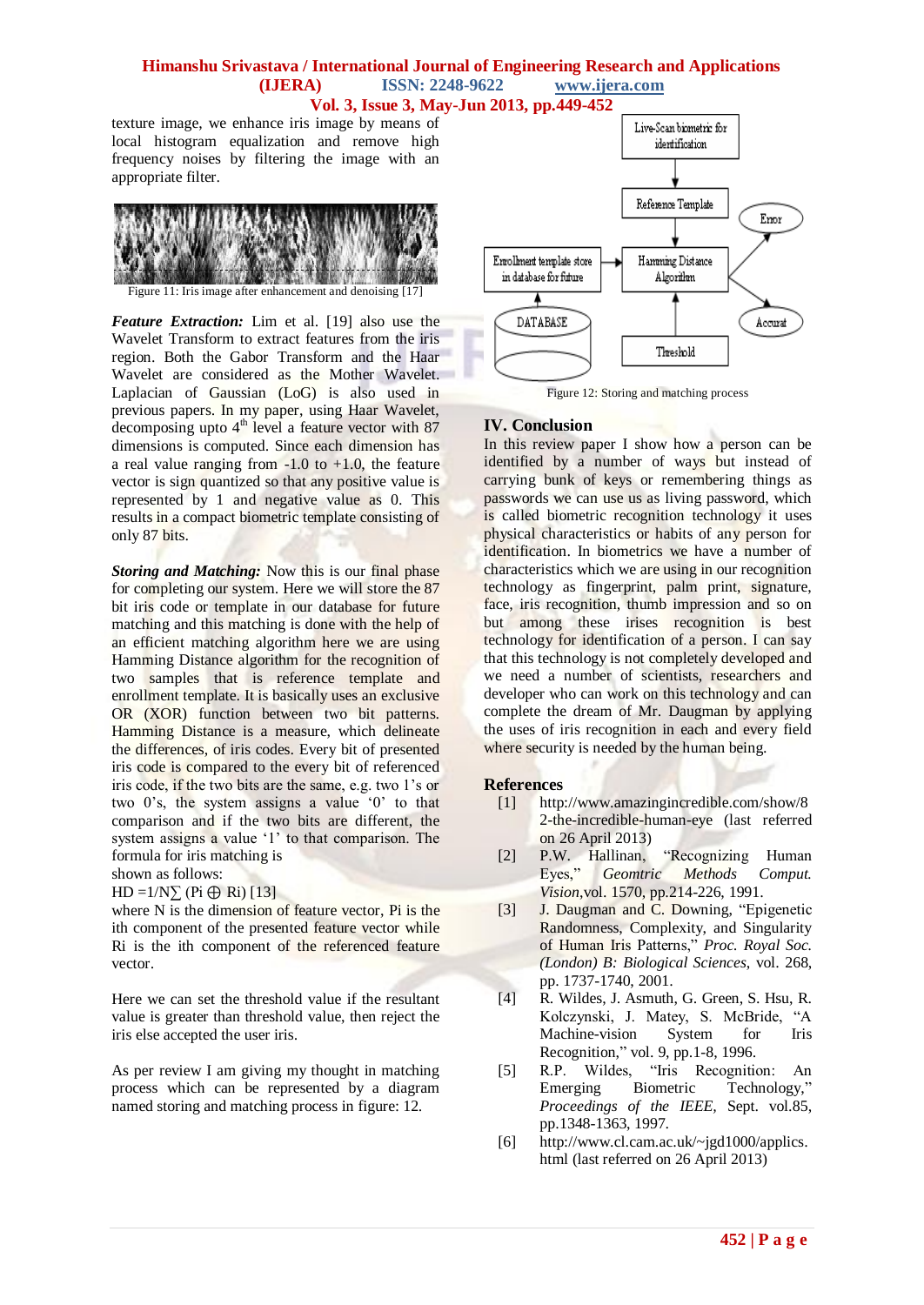texture image, we enhance iris image by means of local histogram equalization and remove high frequency noises by filtering the image with an appropriate filter.

Figure 11: Iris image after enhancement and denoising [17]

***Feature Extraction:*** Lim et al. [19] also use the Wavelet Transform to extract features from the iris region. Both the Gabor Transform and the Haar Wavelet are considered as the Mother Wavelet. Laplacian of Gaussian (LoG) is also used in previous papers. In my paper, using Haar Wavelet, decomposing upto 4th level a feature vector with 87 dimensions is computed. Since each dimension has a real value ranging from -1.0 to +1.0, the feature vector is sign quantized so that any positive value is represented by 1 and negative value as 0. This results in a compact biometric template consisting of only 87 bits.

***Storing and Matching:*** Now this is our final phase for completing our system. Here we will store the 87 bit iris code or template in our database for future matching and this matching is done with the help of an efficient matching algorithm here we are using Hamming Distance algorithm for the recognition of two samples that is reference template and enrollment template. It is basically uses an exclusive OR (XOR) function between two bit patterns. Hamming Distance is a measure, which delineate the differences, of iris codes. Every bit of presented iris code is compared to the every bit of referenced iris code, if the two bits are the same, e.g. two 1's or two 0's, the system assigns a value '0' to that comparison and if the two bits are different, the system assigns a value '1' to that comparison. The formula for iris matching is shown as follows:

$$HD = 1/N \sum (P_i \oplus R_i) \quad [13]$$

where N is the dimension of feature vector, Pi is the ith component of the presented feature vector while Ri is the ith component of the referenced feature vector.

Here we can set the threshold value if the resultant value is greater than threshold value, then reject the iris else accepted the user iris.

As per review I am giving my thought in matching process which can be represented by a diagram named storing and matching process in figure: 12.

Figure 12: Storing and matching process

## IV. Conclusion

In this review paper I show how a person can be identified by a number of ways but instead of carrying bunk of keys or remembering things as passwords we can use us as living password, which is called biometric recognition technology it uses physical characteristics or habits of any person for identification. In biometrics we have a number of characteristics which we are using in our recognition technology as fingerprint, palm print, signature, face, iris recognition, thumb impression and so on but among these irises recognition is best technology for identification of a person. I can say that this technology is not completely developed and we need a number of scientists, researchers and developer who can work on this technology and can complete the dream of Mr. Daugman by applying the uses of iris recognition in each and every field where security is needed by the human being.

## References

[1] http://www.amazingincredible.com/show/82-the-incredible-human-eye (last referred on 26 April 2013)

[2] P.W. Hallinan, "Recognizing Human Eyes," *Geomtric Methods Comput. Vision*, vol. 1570, pp.214-226, 1991.

[3] J. Daugman and C. Downing, "Epigenetic Randomness, Complexity, and Singularity of Human Iris Patterns," *Proc. Royal Soc. (London) B: Biological Sciences*, vol. 268, pp. 1737-1740, 2001.

[4] R. Wildes, J. Asmuth, G. Green, S. Hsu, R. Kolczynski, J. Matey, S. McBride, "A Machine-vision System for Iris Recognition," vol. 9, pp.1-8, 1996.

[5] R.P. Wildes, "Iris Recognition: An Emerging Biometric Technology," *Proceedings of the IEEE*, Sept. vol.85, pp.1348-1363, 1997.

[6] http://www.cl.cam.ac.uk/~jgd1000/applics.html (last referred on 26 April 2013)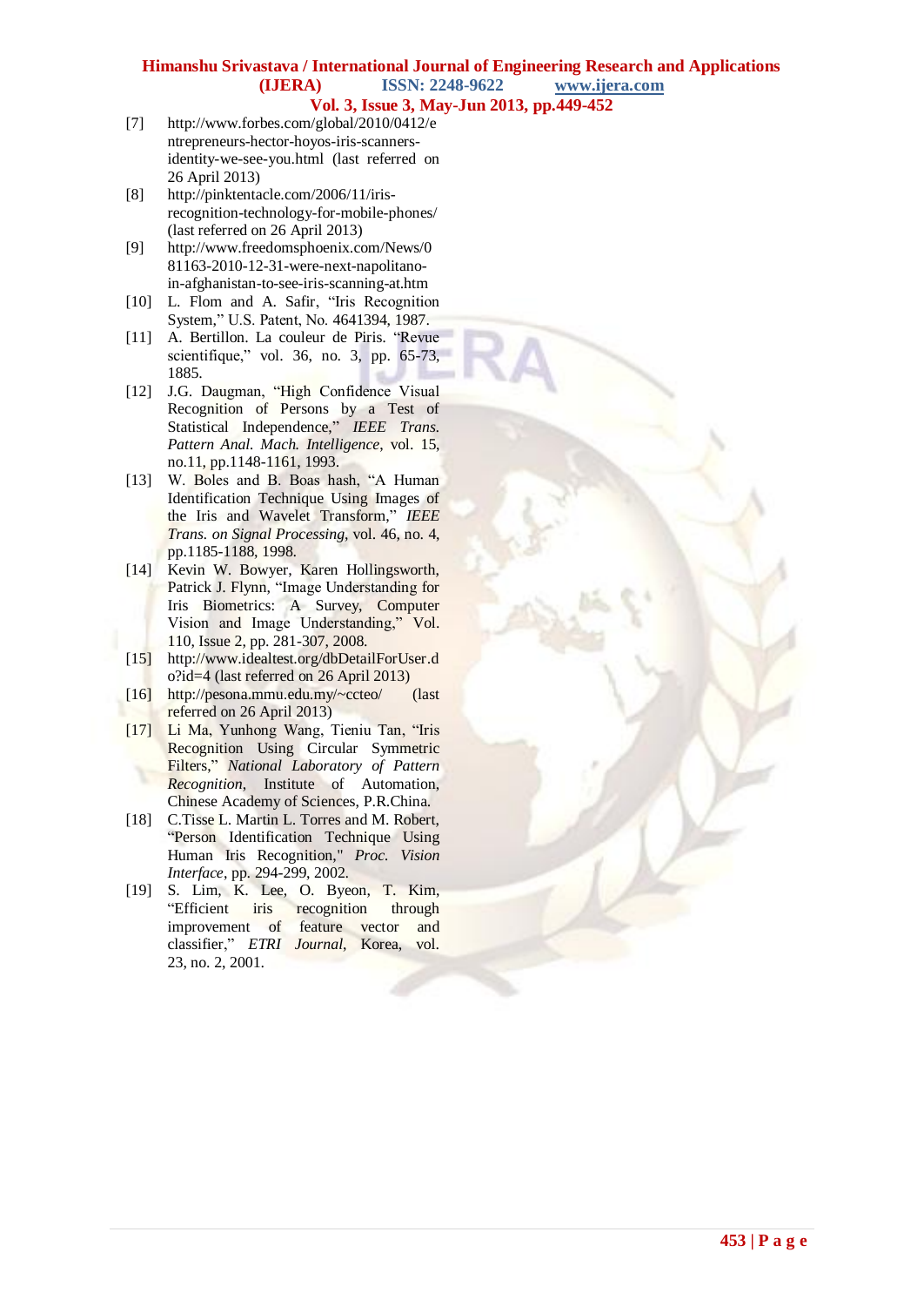[7] http://www.forbes.com/global/2010/0412/entrepreneurs-hector-hoyos-iris-scanners-identity-we-see-you.html (last referred on 26 April 2013)

[8] http://pinktentacle.com/2006/11/iris-recognition-technology-for-mobile-phones/ (last referred on 26 April 2013)

[9] http://www.freedomsphoenix.com/News/081163-2010-12-31-were-next-napolitano-in-afghanistan-to-see-iris-scanning-at.htm

[10] L. Flom and A. Safir, "Iris Recognition System," U.S. Patent, No. 4641394, 1987.

[11] A. Bertillon. La couleur de Piris. "Revue scientifique," vol. 36, no. 3, pp. 65-73, 1885.

[12] J.G. Daugman, "High Confidence Visual Recognition of Persons by a Test of Statistical Independence," *IEEE Trans. Pattern Anal. Mach. Intelligence*, vol. 15, no.11, pp.1148-1161, 1993.

[13] W. Boles and B. Boas hash, "A Human Identification Technique Using Images of the Iris and Wavelet Transform," *IEEE Trans. on Signal Processing*, vol. 46, no. 4, pp.1185-1188, 1998.

[14] Kevin W. Bowyer, Karen Hollingsworth, Patrick J. Flynn, "Image Understanding for Iris Biometrics: A Survey, Computer Vision and Image Understanding," Vol. 110, Issue 2, pp. 281-307, 2008.

[15] http://www.idealtest.org/dbDetailForUser.do?id=4 (last referred on 26 April 2013)

[16] http://pesona.mmu.edu.my/~ccteo/ (last referred on 26 April 2013)

[17] Li Ma, Yunhong Wang, Tieniu Tan, "Iris Recognition Using Circular Symmetric Filters," *National Laboratory of Pattern Recognition*, Institute of Automation, Chinese Academy of Sciences, P.R.China.

[18] C.Tisse L. Martin L. Torres and M. Robert, "Person Identification Technique Using Human Iris Recognition," *Proc. Vision Interface*, pp. 294-299, 2002.

[19] S. Lim, K. Lee, O. Byeon, T. Kim, "Efficient iris recognition through improvement of feature vector and classifier," *ETRI Journal*, Korea, vol. 23, no. 2, 2001.